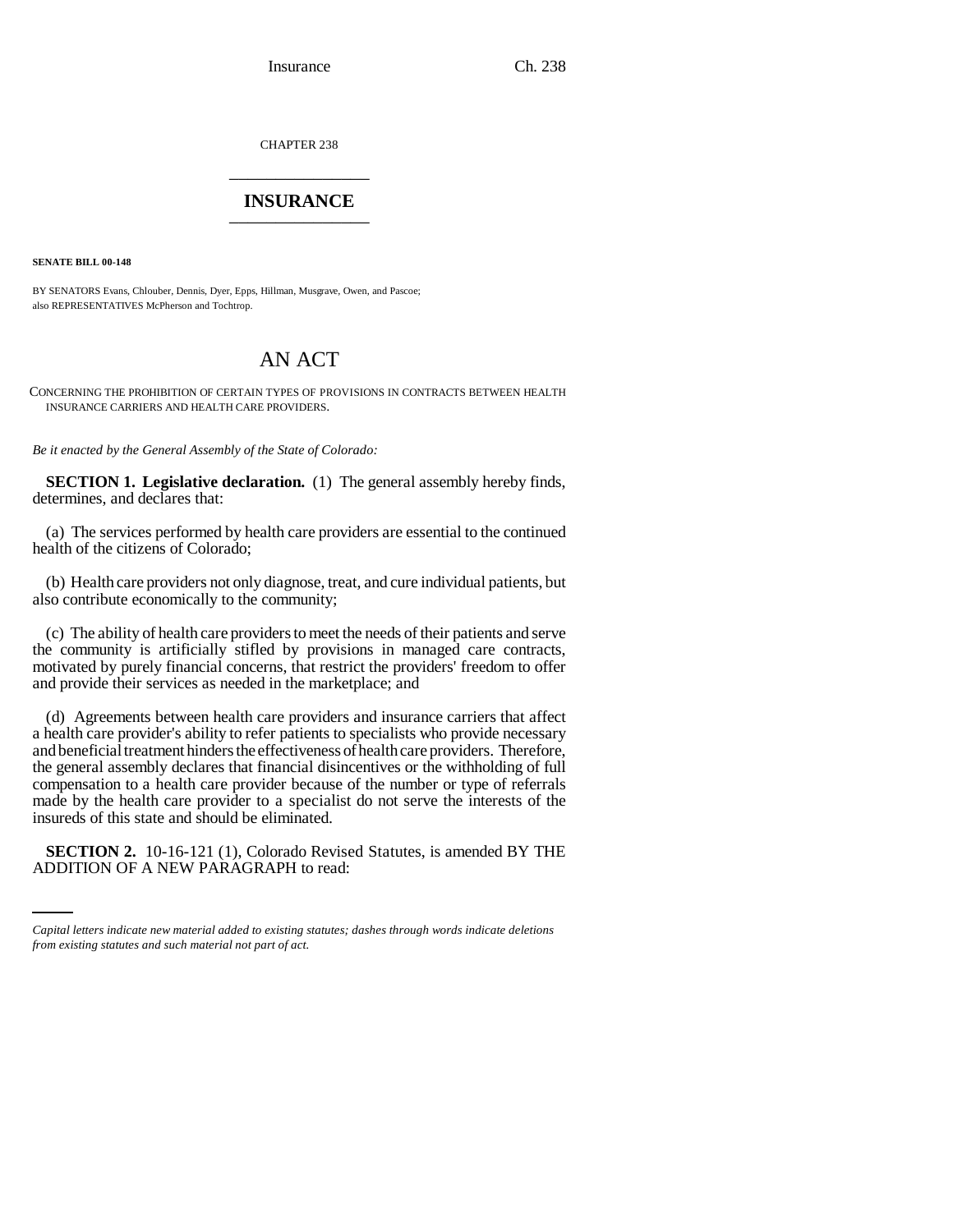CHAPTER 238

# INSURANCE

**SENATE BILL 00-148**

BY SENATORS Evans, Chlouber, Dennis, Dyer, Epps, Hillman, Musgrave, Owen, and Pascoe; also REPRESENTATIVES McPherson and Tochtrop.

# AN ACT

CONCERNING THE PROHIBITION OF CERTAIN TYPES OF PROVISIONS IN CONTRACTS BETWEEN HEALTH INSURANCE CARRIERS AND HEALTH CARE PROVIDERS.

*Be it enacted by the General Assembly of the State of Colorado:*

**SECTION 1. Legislative declaration.** (1) The general assembly hereby finds, determines, and declares that:

(a) The services performed by health care providers are essential to the continued health of the citizens of Colorado;

(b) Health care providers not only diagnose, treat, and cure individual patients, but also contribute economically to the community;

(c) The ability of health care providers to meet the needs of their patients and serve the community is artificially stifled by provisions in managed care contracts, motivated by purely financial concerns, that restrict the providers' freedom to offer and provide their services as needed in the marketplace; and

(d) Agreements between health care providers and insurance carriers that affect a health care provider's ability to refer patients to specialists who provide necessary and beneficial treatment hinders the effectiveness of health care providers. Therefore, the general assembly declares that financial disincentives or the withholding of full compensation to a health care provider because of the number or type of referrals made by the health care provider to a specialist do not serve the interests of the insureds of this state and should be eliminated.

**SECTION 2.** 10-16-121 (1), Colorado Revised Statutes, is amended BY THE ADDITION OF A NEW PARAGRAPH to read:

*Capital letters indicate new material added to existing statutes; dashes through words indicate deletions from existing statutes and such material not part of act.*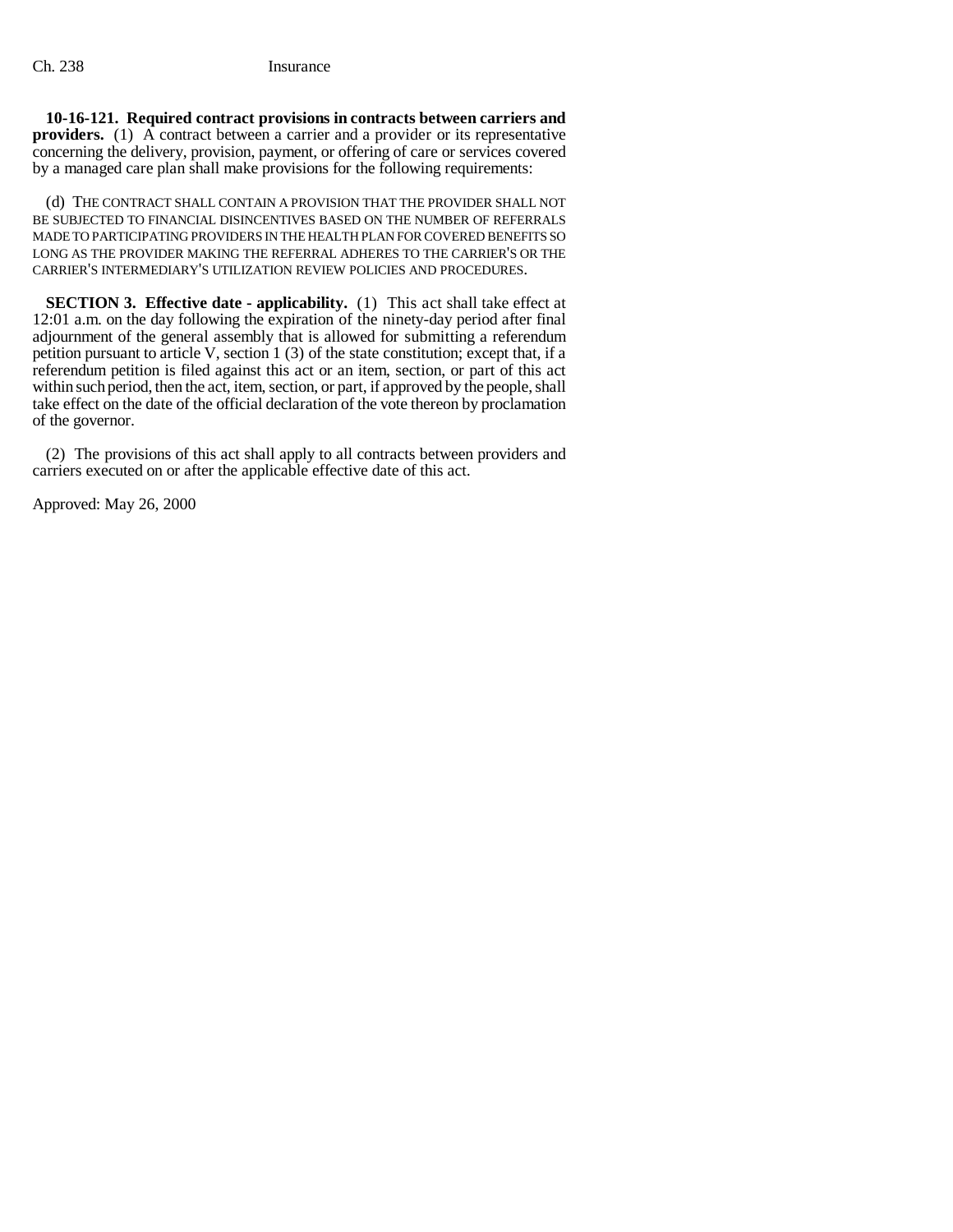**10-16-121. Required contract provisions in contracts between carriers and providers.** (1) A contract between a carrier and a provider or its representative concerning the delivery, provision, payment, or offering of care or services covered by a managed care plan shall make provisions for the following requirements:

(d) THE CONTRACT SHALL CONTAIN A PROVISION THAT THE PROVIDER SHALL NOT BE SUBJECTED TO FINANCIAL DISINCENTIVES BASED ON THE NUMBER OF REFERRALS MADE TO PARTICIPATING PROVIDERS IN THE HEALTH PLAN FOR COVERED BENEFITS SO LONG AS THE PROVIDER MAKING THE REFERRAL ADHERES TO THE CARRIER'S OR THE CARRIER'S INTERMEDIARY'S UTILIZATION REVIEW POLICIES AND PROCEDURES.

**SECTION 3. Effective date - applicability.** (1) This act shall take effect at 12:01 a.m. on the day following the expiration of the ninety-day period after final adjournment of the general assembly that is allowed for submitting a referendum petition pursuant to article V, section 1 (3) of the state constitution; except that, if a referendum petition is filed against this act or an item, section, or part of this act within such period, then the act, item, section, or part, if approved by the people, shall take effect on the date of the official declaration of the vote thereon by proclamation of the governor.

(2) The provisions of this act shall apply to all contracts between providers and carriers executed on or after the applicable effective date of this act.

Approved: May 26, 2000